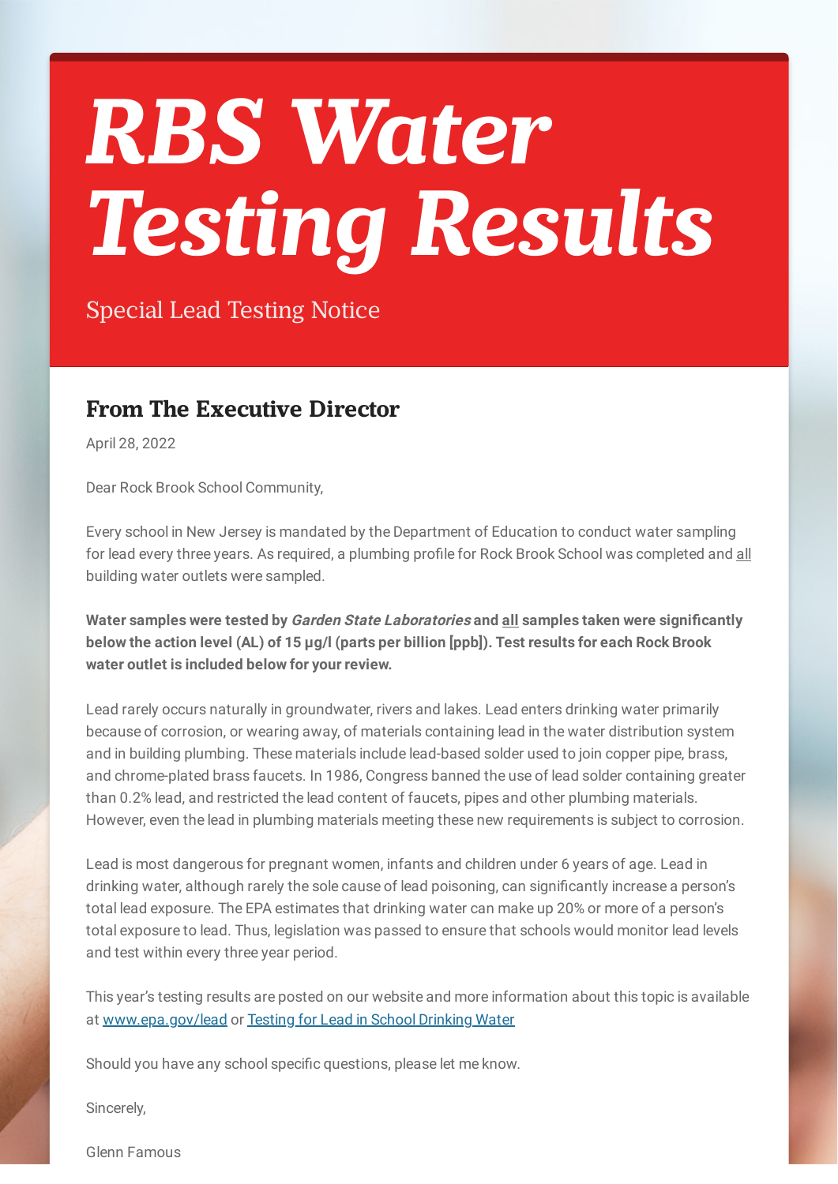# *RBS Water Testing Results*

Special Lead Testing Notice

## From The Executive Director

April 28, 2022

Dear Rock Brook School Community,

Every school in New Jersey is mandated by the Department of Education to conduct water sampling for lead every three years. As required, a plumbing profile for Rock Brook School was completed and <u>all</u> building water outlets were sampled.

**Water samples were tested by *Garden State Laboratories* and <u>all</u> samples taken were significantly below the action level (AL) of 15 µg/l (parts per billion [ppb]). Test results for each Rock Brook water outlet is included below for your review.**

Lead rarely occurs naturally in groundwater, rivers and lakes. Lead enters drinking water primarily because of corrosion, or wearing away, of materials containing lead in the water distribution system and in building plumbing. These materials include lead-based solder used to join copper pipe, brass, and chrome-plated brass faucets. In 1986, Congress banned the use of lead solder containing greater than 0.2% lead, and restricted the lead content of faucets, pipes and other plumbing materials. However, even the lead in plumbing materials meeting these new requirements is subject to corrosion.

Lead is most dangerous for pregnant women, infants and children under 6 years of age. Lead in drinking water, although rarely the sole cause of lead poisoning, can significantly increase a person's total lead exposure. The EPA estimates that drinking water can make up 20% or more of a person's total exposure to lead. Thus, legislation was passed to ensure that schools would monitor lead levels and test within every three year period.

This year's testing results are posted on our website and more information about this topic is available at [www.epa.gov/lead](www.epa.gov/lead) or [Testing for Lead in School Drinking Water]()

Should you have any school specific questions, please let me know.

Sincerely,

Glenn Famous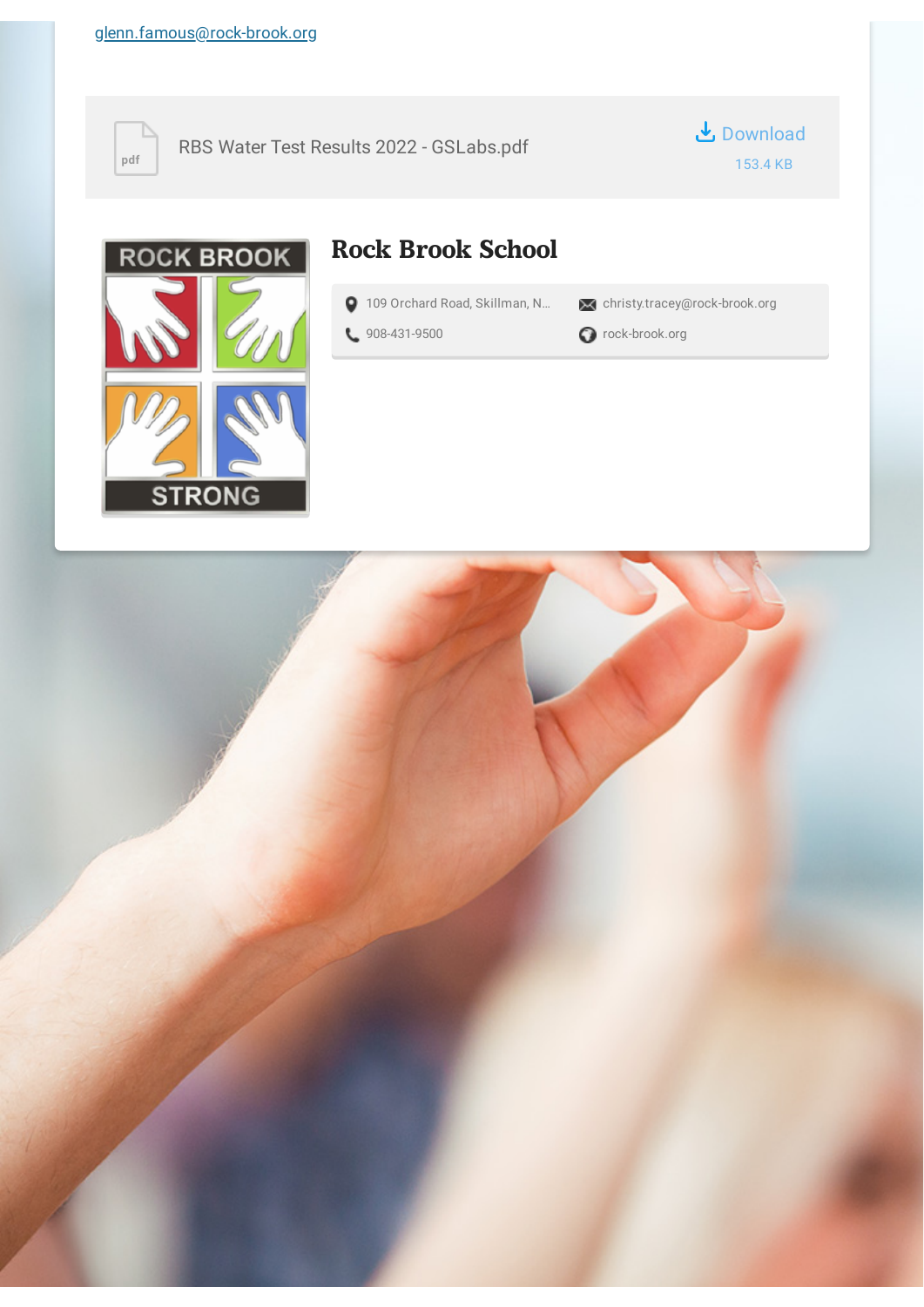glenn.famous@rock-brook.org

pdf RBS Water Test Results 2022 - GSLabs.pdf

Download
153.4 KB

## Rock Brook School

109 Orchard Road, Skillman, N...

christy.tracey@rock-brook.org

908-431-9500

rock-brook.org